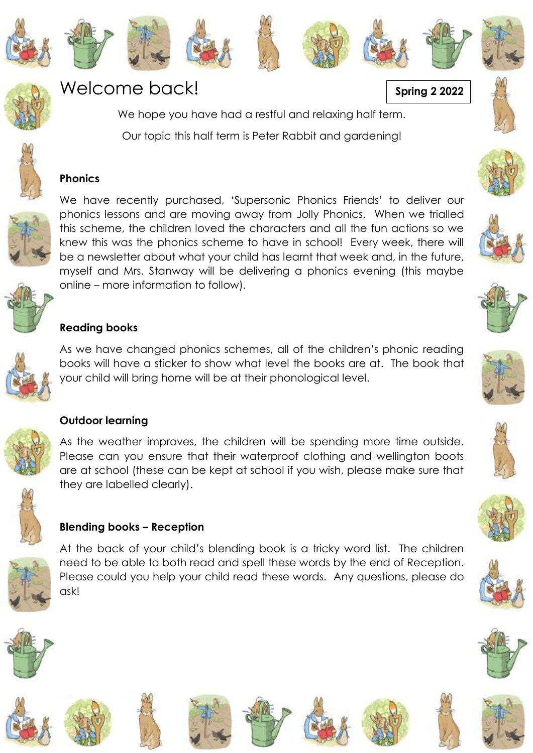# Welcome back!

**Spring 2 2022**

We hope you have had a restful and relaxing half term.

Our topic this half term is Peter Rabbit and gardening!

## Phonics

We have recently purchased, 'Supersonic Phonics Friends' to deliver our phonics lessons and are moving away from Jolly Phonics. When we trialled this scheme, the children loved the characters and all the fun actions so we knew this was the phonics scheme to have in school! Every week, there will be a newsletter about what your child has learnt that week and, in the future, myself and Mrs. Stanway will be delivering a phonics evening (this maybe online – more information to follow).

## Reading books

As we have changed phonics schemes, all of the children's phonic reading books will have a sticker to show what level the books are at. The book that your child will bring home will be at their phonological level.

## Outdoor learning

As the weather improves, the children will be spending more time outside. Please can you ensure that their waterproof clothing and wellington boots are at school (these can be kept at school if you wish, please make sure that they are labelled clearly).

## Blending books – Reception

At the back of your child's blending book is a tricky word list. The children need to be able to both read and spell these words by the end of Reception. Please could you help your child read these words. Any questions, please do ask!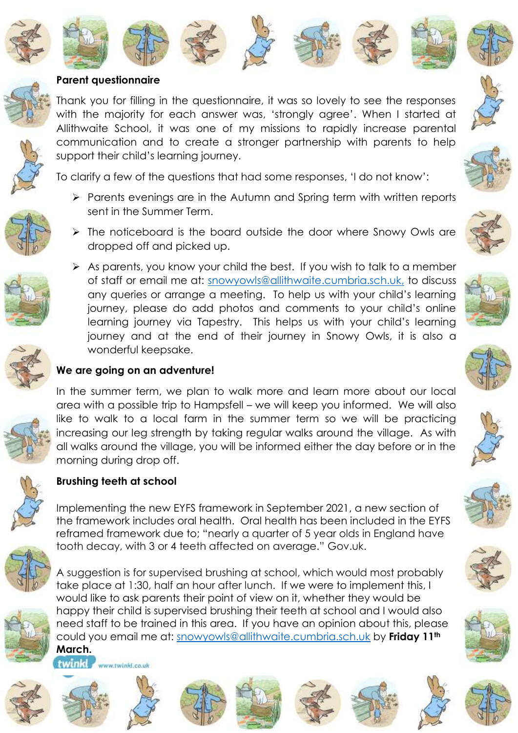**Parent questionnaire**

Thank you for filling in the questionnaire, it was so lovely to see the responses with the majority for each answer was, 'strongly agree'. When I started at Allithwaite School, it was one of my missions to rapidly increase parental communication and to create a stronger partnership with parents to help support their child's learning journey.

To clarify a few of the questions that had some responses, 'I do not know':

- Parents evenings are in the Autumn and Spring term with written reports sent in the Summer Term.
- The noticeboard is the board outside the door where Snowy Owls are dropped off and picked up.
- As parents, you know your child the best. If you wish to talk to a member of staff or email me at: snowyowls@allithwaite.cumbria.sch.uk, to discuss any queries or arrange a meeting. To help us with your child's learning journey, please do add photos and comments to your child's online learning journey via Tapestry. This helps us with your child's learning journey and at the end of their journey in Snowy Owls, it is also a wonderful keepsake.

**We are going on an adventure!**

In the summer term, we plan to walk more and learn more about our local area with a possible trip to Hampsfell – we will keep you informed. We will also like to walk to a local farm in the summer term so we will be practicing increasing our leg strength by taking regular walks around the village. As with all walks around the village, you will be informed either the day before or in the morning during drop off.

**Brushing teeth at school**

Implementing the new EYFS framework in September 2021, a new section of the framework includes oral health. Oral health has been included in the EYFS reframed framework due to; "nearly a quarter of 5 year olds in England have tooth decay, with 3 or 4 teeth affected on average." Gov.uk.

A suggestion is for supervised brushing at school, which would most probably take place at 1:30, half an hour after lunch. If we were to implement this, I would like to ask parents their point of view on it, whether they would be happy their child is supervised brushing their teeth at school and I would also need staff to be trained in this area. If you have an opinion about this, please could you email me at: snowyowls@allithwaite.cumbria.sch.uk by **Friday 11th March.**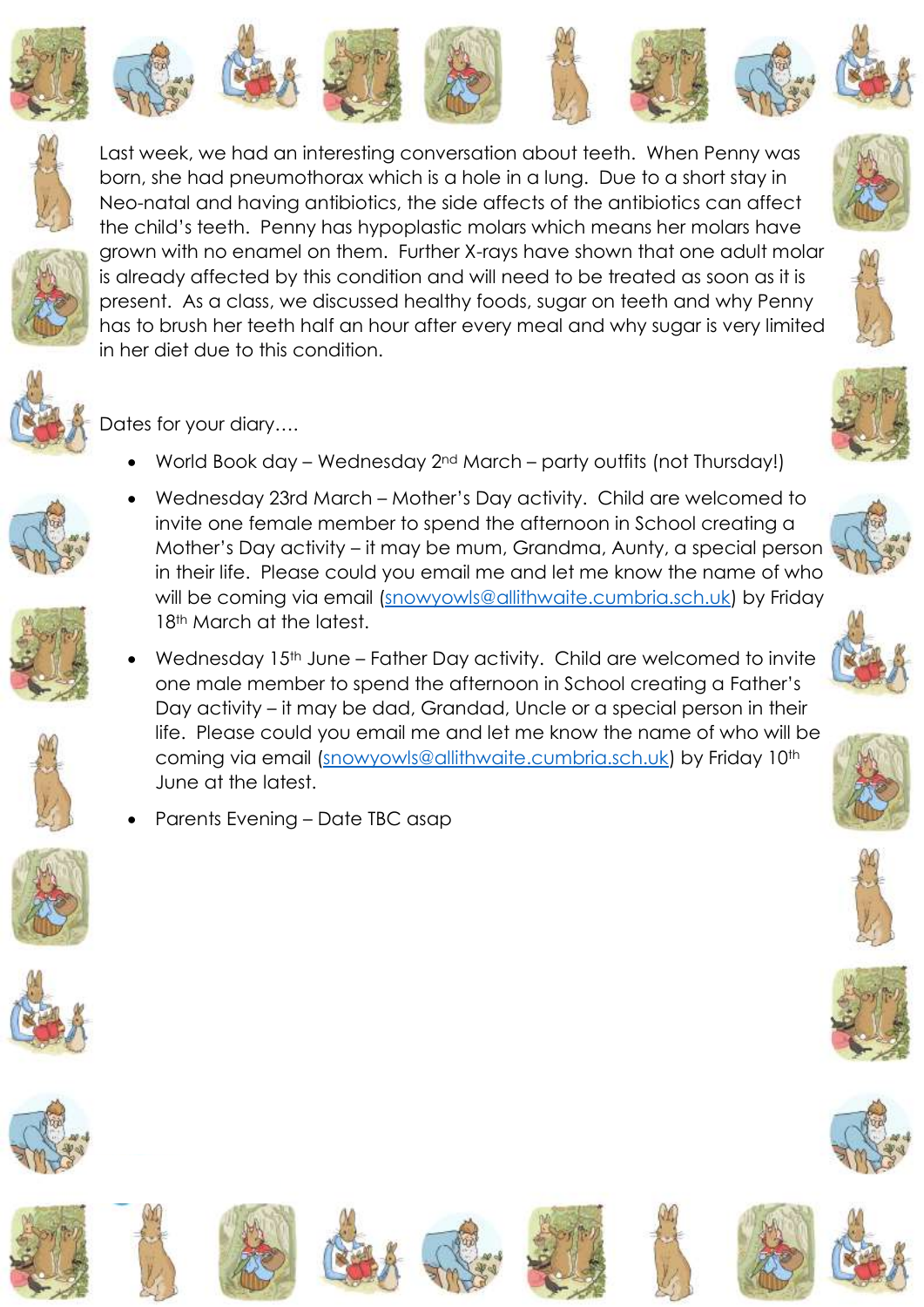Last week, we had an interesting conversation about teeth. When Penny was born, she had pneumothorax which is a hole in a lung. Due to a short stay in Neo-natal and having antibiotics, the side affects of the antibiotics can affect the child's teeth. Penny has hypoplastic molars which means her molars have grown with no enamel on them. Further X-rays have shown that one adult molar is already affected by this condition and will need to be treated as soon as it is present. As a class, we discussed healthy foods, sugar on teeth and why Penny has to brush her teeth half an hour after every meal and why sugar is very limited in her diet due to this condition.

Dates for your diary….

- World Book day – Wednesday 2nd March – party outfits (not Thursday!)
- Wednesday 23rd March – Mother's Day activity. Child are welcomed to invite one female member to spend the afternoon in School creating a Mother's Day activity – it may be mum, Grandma, Aunty, a special person in their life. Please could you email me and let me know the name of who will be coming via email (snowyowls@allithwaite.cumbria.sch.uk) by Friday 18th March at the latest.
- Wednesday 15th June – Father Day activity. Child are welcomed to invite one male member to spend the afternoon in School creating a Father's Day activity – it may be dad, Grandad, Uncle or a special person in their life. Please could you email me and let me know the name of who will be coming via email (snowyowls@allithwaite.cumbria.sch.uk) by Friday 10th June at the latest.
- Parents Evening – Date TBC asap